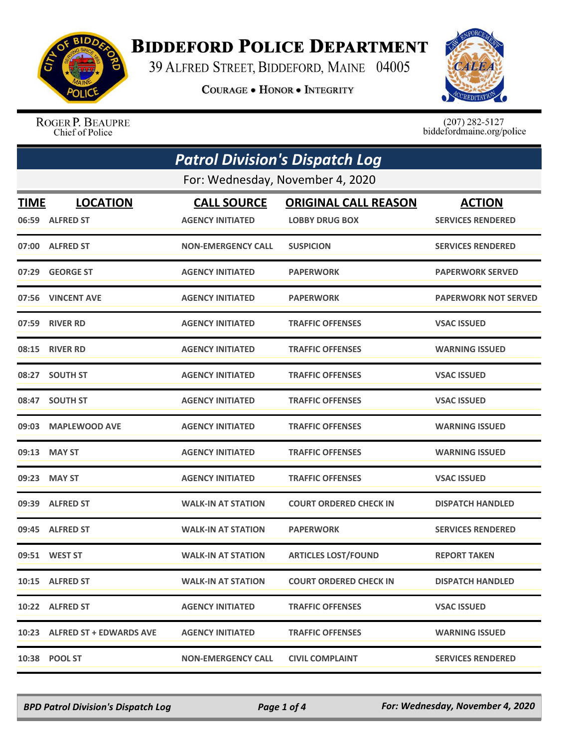# Biddeford Police Department

39 Alfred Street, Biddeford, Maine 04005

**Courage • Honor • Integrity**

Roger P. Beaupre
Chief of Police

(207) 282-5127
biddefordmaine.org/police

## *Patrol Division's Dispatch Log*

For: Wednesday, November 4, 2020

| TIME | LOCATION | CALL SOURCE | ORIGINAL CALL REASON | ACTION |
|---|---|---|---|---|
| 06:59 | ALFRED ST | AGENCY INITIATED | LOBBY DRUG BOX | SERVICES RENDERED |
| 07:00 | ALFRED ST | NON-EMERGENCY CALL | SUSPICION | SERVICES RENDERED |
| 07:29 | GEORGE ST | AGENCY INITIATED | PAPERWORK | PAPERWORK SERVED |
| 07:56 | VINCENT AVE | AGENCY INITIATED | PAPERWORK | PAPERWORK NOT SERVED |
| 07:59 | RIVER RD | AGENCY INITIATED | TRAFFIC OFFENSES | VSAC ISSUED |
| 08:15 | RIVER RD | AGENCY INITIATED | TRAFFIC OFFENSES | WARNING ISSUED |
| 08:27 | SOUTH ST | AGENCY INITIATED | TRAFFIC OFFENSES | VSAC ISSUED |
| 08:47 | SOUTH ST | AGENCY INITIATED | TRAFFIC OFFENSES | VSAC ISSUED |
| 09:03 | MAPLEWOOD AVE | AGENCY INITIATED | TRAFFIC OFFENSES | WARNING ISSUED |
| 09:13 | MAY ST | AGENCY INITIATED | TRAFFIC OFFENSES | WARNING ISSUED |
| 09:23 | MAY ST | AGENCY INITIATED | TRAFFIC OFFENSES | VSAC ISSUED |
| 09:39 | ALFRED ST | WALK-IN AT STATION | COURT ORDERED CHECK IN | DISPATCH HANDLED |
| 09:45 | ALFRED ST | WALK-IN AT STATION | PAPERWORK | SERVICES RENDERED |
| 09:51 | WEST ST | WALK-IN AT STATION | ARTICLES LOST/FOUND | REPORT TAKEN |
| 10:15 | ALFRED ST | WALK-IN AT STATION | COURT ORDERED CHECK IN | DISPATCH HANDLED |
| 10:22 | ALFRED ST | AGENCY INITIATED | TRAFFIC OFFENSES | VSAC ISSUED |
| 10:23 | ALFRED ST + EDWARDS AVE | AGENCY INITIATED | TRAFFIC OFFENSES | WARNING ISSUED |
| 10:38 | POOL ST | NON-EMERGENCY CALL | CIVIL COMPLAINT | SERVICES RENDERED |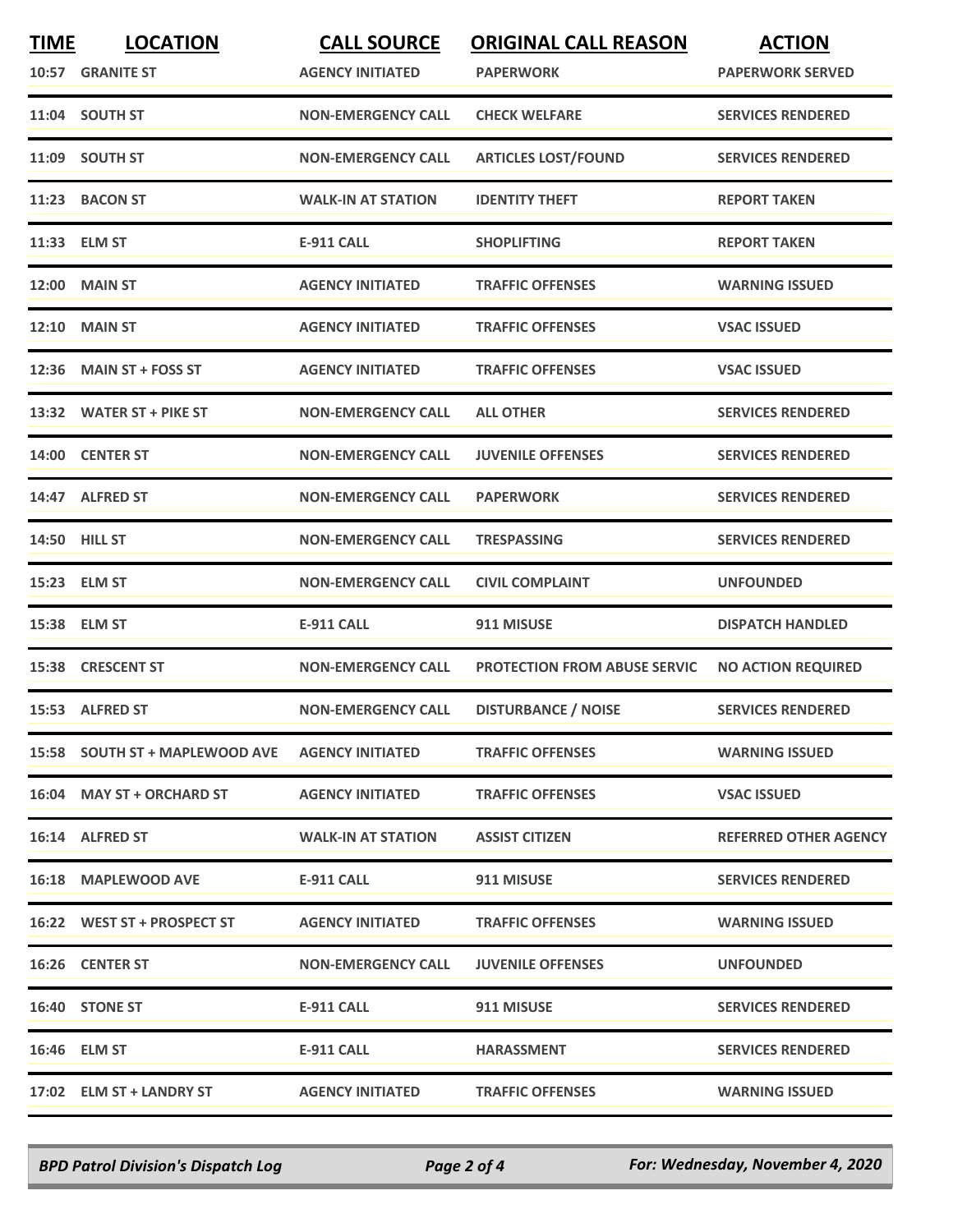| TIME | LOCATION | CALL SOURCE | ORIGINAL CALL REASON | ACTION |
|---|---|---|---|---|
| 10:57 | GRANITE ST | AGENCY INITIATED | PAPERWORK | PAPERWORK SERVED |
| 11:04 | SOUTH ST | NON-EMERGENCY CALL | CHECK WELFARE | SERVICES RENDERED |
| 11:09 | SOUTH ST | NON-EMERGENCY CALL | ARTICLES LOST/FOUND | SERVICES RENDERED |
| 11:23 | BACON ST | WALK-IN AT STATION | IDENTITY THEFT | REPORT TAKEN |
| 11:33 | ELM ST | E-911 CALL | SHOPLIFTING | REPORT TAKEN |
| 12:00 | MAIN ST | AGENCY INITIATED | TRAFFIC OFFENSES | WARNING ISSUED |
| 12:10 | MAIN ST | AGENCY INITIATED | TRAFFIC OFFENSES | VSAC ISSUED |
| 12:36 | MAIN ST + FOSS ST | AGENCY INITIATED | TRAFFIC OFFENSES | VSAC ISSUED |
| 13:32 | WATER ST + PIKE ST | NON-EMERGENCY CALL | ALL OTHER | SERVICES RENDERED |
| 14:00 | CENTER ST | NON-EMERGENCY CALL | JUVENILE OFFENSES | SERVICES RENDERED |
| 14:47 | ALFRED ST | NON-EMERGENCY CALL | PAPERWORK | SERVICES RENDERED |
| 14:50 | HILL ST | NON-EMERGENCY CALL | TRESPASSING | SERVICES RENDERED |
| 15:23 | ELM ST | NON-EMERGENCY CALL | CIVIL COMPLAINT | UNFOUNDED |
| 15:38 | ELM ST | E-911 CALL | 911 MISUSE | DISPATCH HANDLED |
| 15:38 | CRESCENT ST | NON-EMERGENCY CALL | PROTECTION FROM ABUSE SERVIC | NO ACTION REQUIRED |
| 15:53 | ALFRED ST | NON-EMERGENCY CALL | DISTURBANCE / NOISE | SERVICES RENDERED |
| 15:58 | SOUTH ST + MAPLEWOOD AVE | AGENCY INITIATED | TRAFFIC OFFENSES | WARNING ISSUED |
| 16:04 | MAY ST + ORCHARD ST | AGENCY INITIATED | TRAFFIC OFFENSES | VSAC ISSUED |
| 16:14 | ALFRED ST | WALK-IN AT STATION | ASSIST CITIZEN | REFERRED OTHER AGENCY |
| 16:18 | MAPLEWOOD AVE | E-911 CALL | 911 MISUSE | SERVICES RENDERED |
| 16:22 | WEST ST + PROSPECT ST | AGENCY INITIATED | TRAFFIC OFFENSES | WARNING ISSUED |
| 16:26 | CENTER ST | NON-EMERGENCY CALL | JUVENILE OFFENSES | UNFOUNDED |
| 16:40 | STONE ST | E-911 CALL | 911 MISUSE | SERVICES RENDERED |
| 16:46 | ELM ST | E-911 CALL | HARASSMENT | SERVICES RENDERED |
| 17:02 | ELM ST + LANDRY ST | AGENCY INITIATED | TRAFFIC OFFENSES | WARNING ISSUED |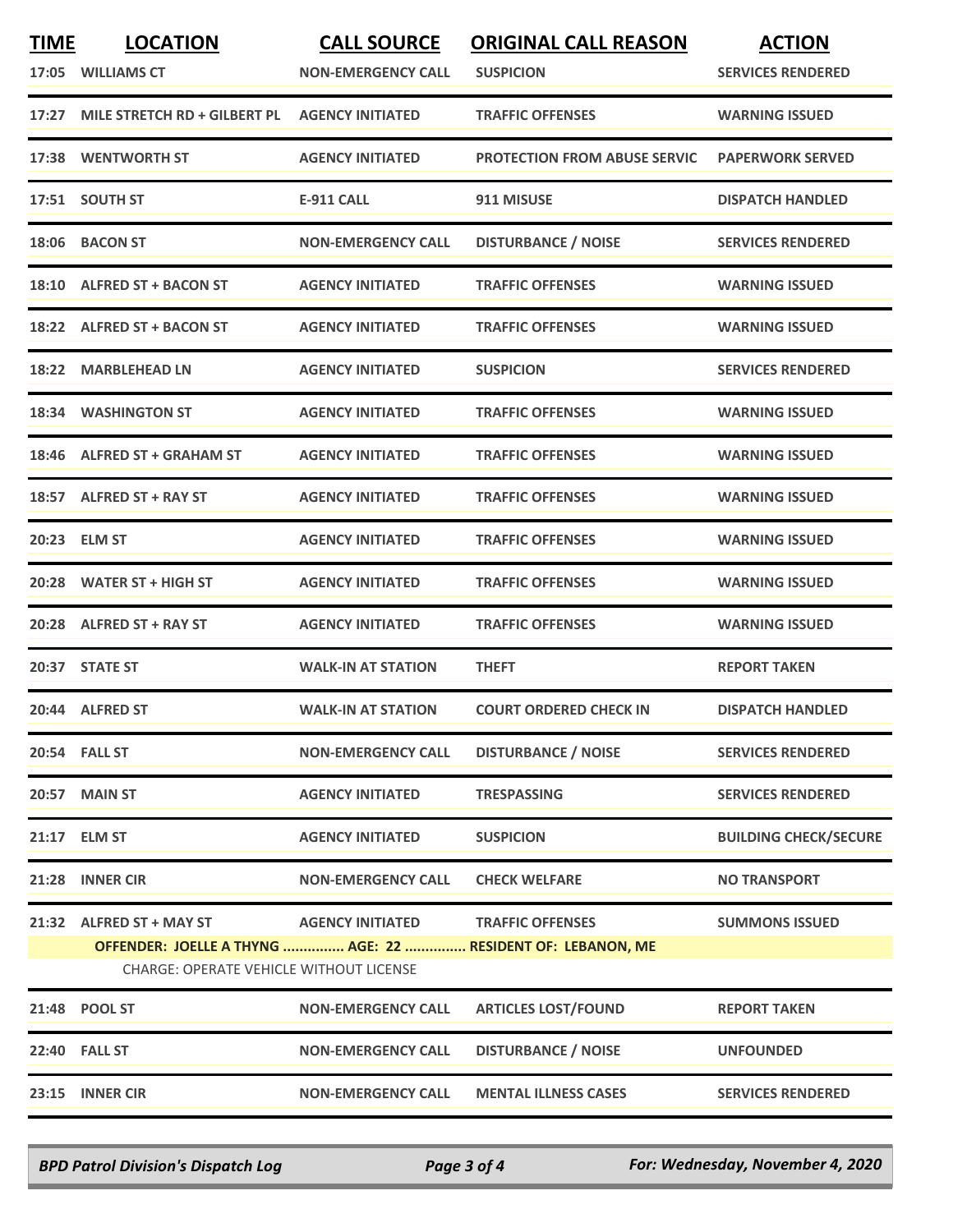| TIME | LOCATION | CALL SOURCE | ORIGINAL CALL REASON | ACTION |
|---|---|---|---|---|
| 17:05 | WILLIAMS CT | NON-EMERGENCY CALL | SUSPICION | SERVICES RENDERED |
| 17:27 | MILE STRETCH RD + GILBERT PL | AGENCY INITIATED | TRAFFIC OFFENSES | WARNING ISSUED |
| 17:38 | WENTWORTH ST | AGENCY INITIATED | PROTECTION FROM ABUSE SERVIC | PAPERWORK SERVED |
| 17:51 | SOUTH ST | E-911 CALL | 911 MISUSE | DISPATCH HANDLED |
| 18:06 | BACON ST | NON-EMERGENCY CALL | DISTURBANCE / NOISE | SERVICES RENDERED |
| 18:10 | ALFRED ST + BACON ST | AGENCY INITIATED | TRAFFIC OFFENSES | WARNING ISSUED |
| 18:22 | ALFRED ST + BACON ST | AGENCY INITIATED | TRAFFIC OFFENSES | WARNING ISSUED |
| 18:22 | MARBLEHEAD LN | AGENCY INITIATED | SUSPICION | SERVICES RENDERED |
| 18:34 | WASHINGTON ST | AGENCY INITIATED | TRAFFIC OFFENSES | WARNING ISSUED |
| 18:46 | ALFRED ST + GRAHAM ST | AGENCY INITIATED | TRAFFIC OFFENSES | WARNING ISSUED |
| 18:57 | ALFRED ST + RAY ST | AGENCY INITIATED | TRAFFIC OFFENSES | WARNING ISSUED |
| 20:23 | ELM ST | AGENCY INITIATED | TRAFFIC OFFENSES | WARNING ISSUED |
| 20:28 | WATER ST + HIGH ST | AGENCY INITIATED | TRAFFIC OFFENSES | WARNING ISSUED |
| 20:28 | ALFRED ST + RAY ST | AGENCY INITIATED | TRAFFIC OFFENSES | WARNING ISSUED |
| 20:37 | STATE ST | WALK-IN AT STATION | THEFT | REPORT TAKEN |
| 20:44 | ALFRED ST | WALK-IN AT STATION | COURT ORDERED CHECK IN | DISPATCH HANDLED |
| 20:54 | FALL ST | NON-EMERGENCY CALL | DISTURBANCE / NOISE | SERVICES RENDERED |
| 20:57 | MAIN ST | AGENCY INITIATED | TRESPASSING | SERVICES RENDERED |
| 21:17 | ELM ST | AGENCY INITIATED | SUSPICION | BUILDING CHECK/SECURE |
| 21:28 | INNER CIR | NON-EMERGENCY CALL | CHECK WELFARE | NO TRANSPORT |
| 21:32 | ALFRED ST + MAY ST | AGENCY INITIATED | TRAFFIC OFFENSES | SUMMONS ISSUED |
| | OFFENDER: JOELLE A THYNG ............... AGE: 22 ............... RESIDENT OF: LEBANON, ME | | | |
| | CHARGE: OPERATE VEHICLE WITHOUT LICENSE | | | |
| 21:48 | POOL ST | NON-EMERGENCY CALL | ARTICLES LOST/FOUND | REPORT TAKEN |
| 22:40 | FALL ST | NON-EMERGENCY CALL | DISTURBANCE / NOISE | UNFOUNDED |
| 23:15 | INNER CIR | NON-EMERGENCY CALL | MENTAL ILLNESS CASES | SERVICES RENDERED |

*BPD Patrol Division's Dispatch Log* — *For: Wednesday, November 4, 2020*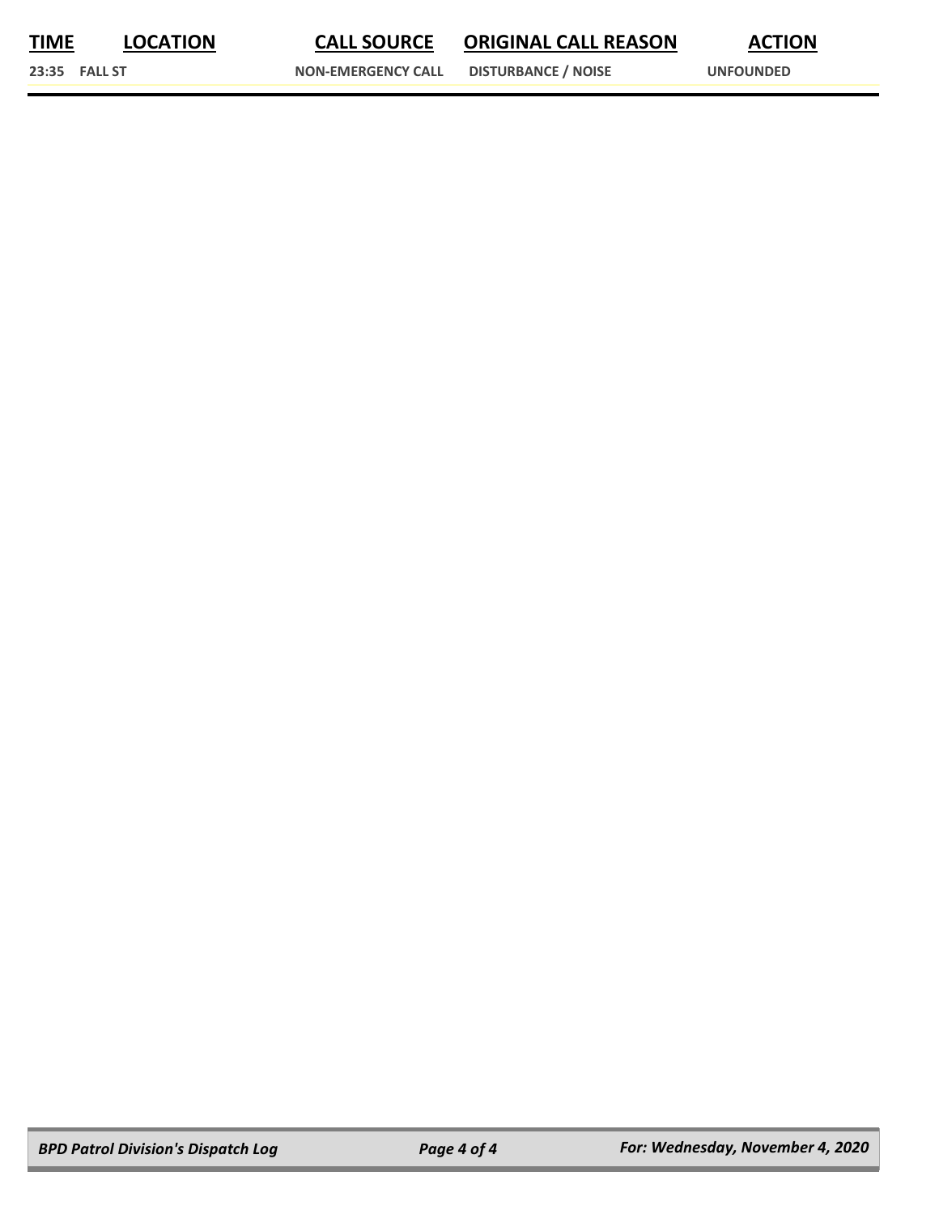| TIME | LOCATION | CALL SOURCE | ORIGINAL CALL REASON | ACTION |
| --- | --- | --- | --- | --- |
| 23:35 | FALL ST | NON-EMERGENCY CALL | DISTURBANCE / NOISE | UNFOUNDED |